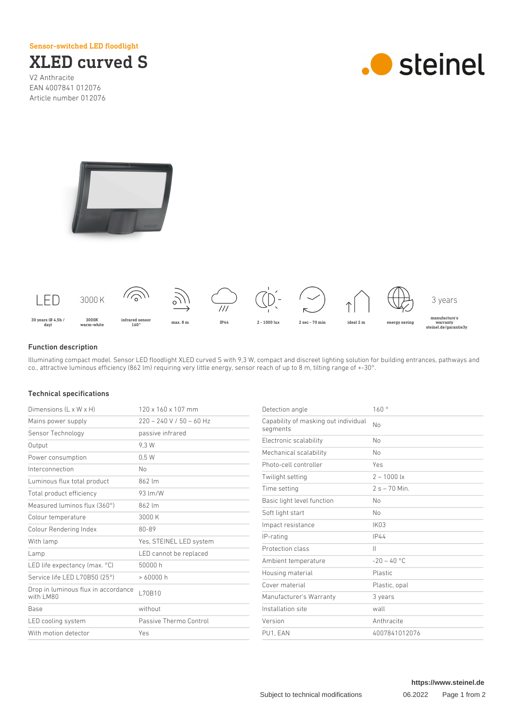Sensor-switched LED floodlight

# XLED curved S

V2 Anthracite
EAN 4007841 012076
Article number 012076

steinel

| LED | 3000 K | | | | | | | | 3 years |
|---|---|---|---|---|---|---|---|---|---|
| 30 years (Ø 4,5h / day) | 3000K warm-white | infrared sensor 160° | max. 8 m | IP44 | 2 - 1000 lux | 2 sec - 70 min | ideal 2 m | energy saving | manufacture's warranty steinel.de/garantie3y |

## Function description

Illuminating compact model. Sensor LED floodlight XLED curved S with 9,3 W, compact and discreet lighting solution for building entrances, pathways and co., attractive luminous efficiency (862 lm) requiring very little energy, sensor reach of up to 8 m, tilting range of +-30°.

## Technical specifications

| | |
|---|---|
| Dimensions (L x W x H) | 120 x 160 x 107 mm |
| Mains power supply | 220 – 240 V / 50 – 60 Hz |
| Sensor Technology | passive infrared |
| Output | 9,3 W |
| Power consumption | 0,5 W |
| Interconnection | No |
| Luminous flux total product | 862 lm |
| Total product efficiency | 93 lm/W |
| Measured luminos flux (360°) | 862 lm |
| Colour temperature | 3000 K |
| Colour Rendering Index | 80-89 |
| With lamp | Yes, STEINEL LED system |
| Lamp | LED cannot be replaced |
| LED life expectancy (max. °C) | 50000 h |
| Service life LED L70B50 (25°) | > 60000 h |
| Drop in luminous flux in accordance with LM80 | L70B10 |
| Base | without |
| LED cooling system | Passive Thermo Control |
| With motion detector | Yes |
| Detection angle | 160 ° |
| Capability of masking out individual segments | No |
| Electronic scalability | No |
| Mechanical scalability | No |
| Photo-cell controller | Yes |
| Twilight setting | 2 – 1000 lx |
| Time setting | 2 s – 70 Min. |
| Basic light level function | No |
| Soft light start | No |
| Impact resistance | IK03 |
| IP-rating | IP44 |
| Protection class | II |
| Ambient temperature | -20 – 40 °C |
| Housing material | Plastic |
| Cover material | Plastic, opal |
| Manufacturer's Warranty | 3 years |
| Installation site | wall |
| Version | Anthracite |
| PU1, EAN | 4007841012076 |

https://www.steinel.de

Subject to technical modifications 06.2022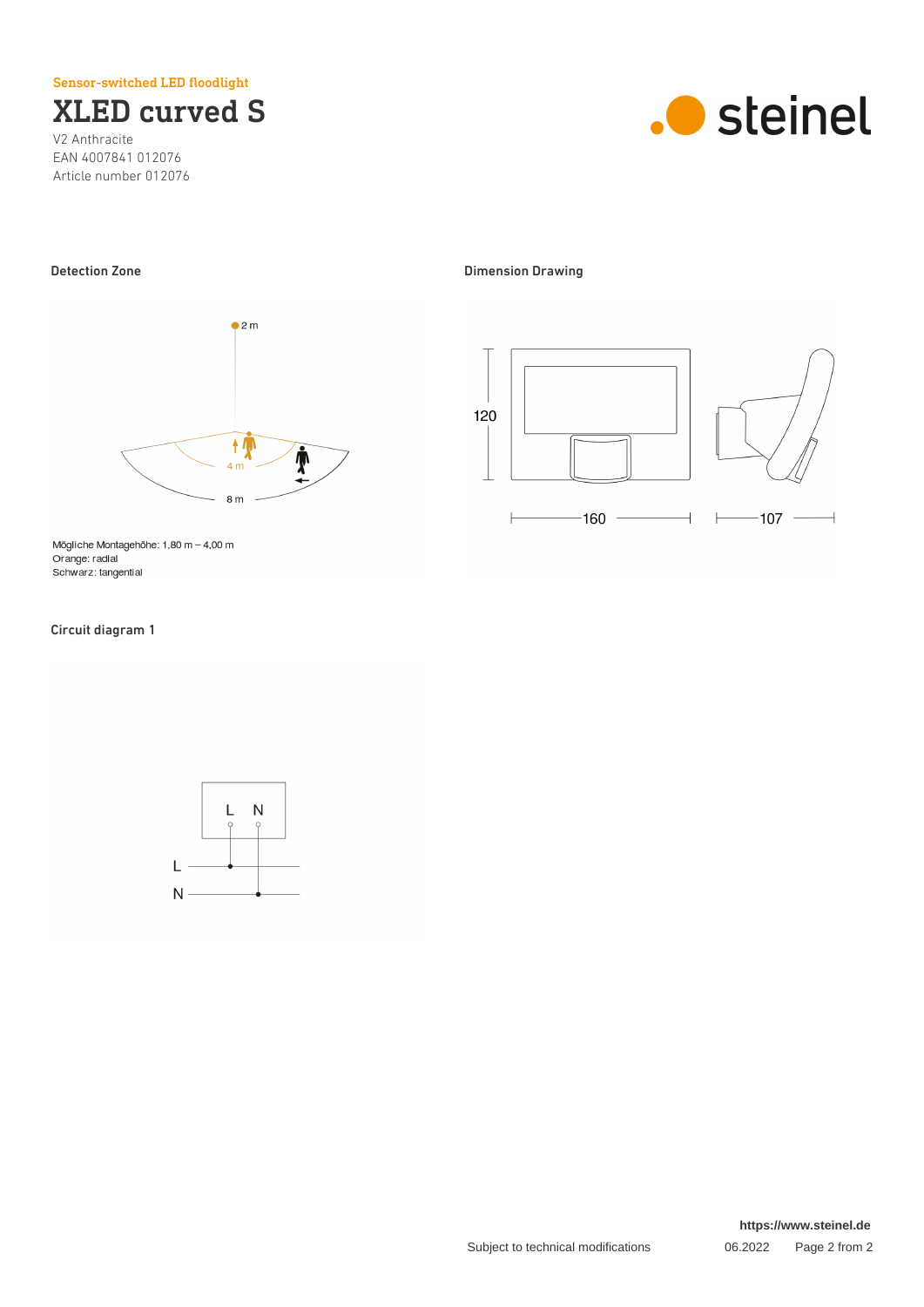Sensor-switched LED floodlight

# XLED curved S

V2 Anthracite
EAN 4007841 012076
Article number 012076

steinel

## Detection Zone

2 m

4 m

8 m

Mögliche Montagehöhe: 1,80 m – 4,00 m
Orange: radial
Schwarz: tangential

## Dimension Drawing

120

160

107

## Circuit diagram 1

L N

L

N

https://www.steinel.de

Subject to technical modifications 06.2022